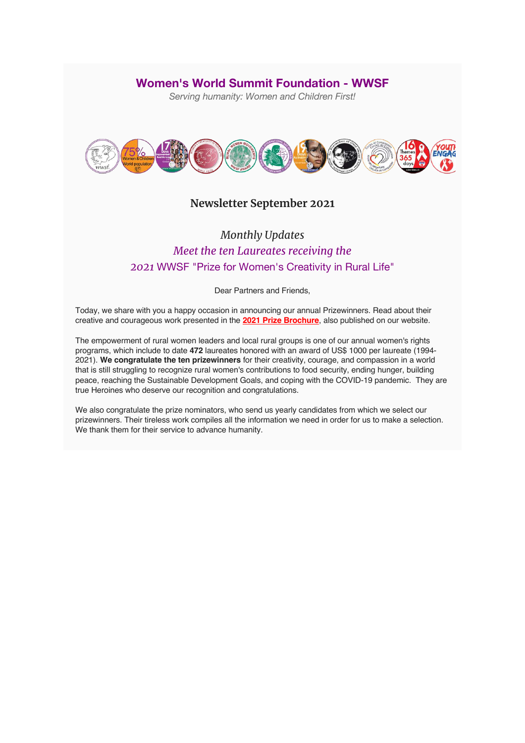# Women's World Summit Foundation - WWSF

*Serving humanity: Women and Children First!*

## Newsletter September 2021

### *Monthly Updates*

### *Meet the ten Laureates receiving the*

### *2021* WWSF "Prize for Women's Creativity in Rural Life"

Dear Partners and Friends,

Today, we share with you a happy occasion in announcing our annual Prizewinners. Read about their creative and courageous work presented in the **2021 Prize Brochure**, also published on our website.

The empowerment of rural women leaders and local rural groups is one of our annual women's rights programs, which include to date **472** laureates honored with an award of US$ 1000 per laureate (1994-2021). **We congratulate the ten prizewinners** for their creativity, courage, and compassion in a world that is still struggling to recognize rural women's contributions to food security, ending hunger, building peace, reaching the Sustainable Development Goals, and coping with the COVID-19 pandemic. They are true Heroines who deserve our recognition and congratulations.

We also congratulate the prize nominators, who send us yearly candidates from which we select our prizewinners. Their tireless work compiles all the information we need in order for us to make a selection. We thank them for their service to advance humanity.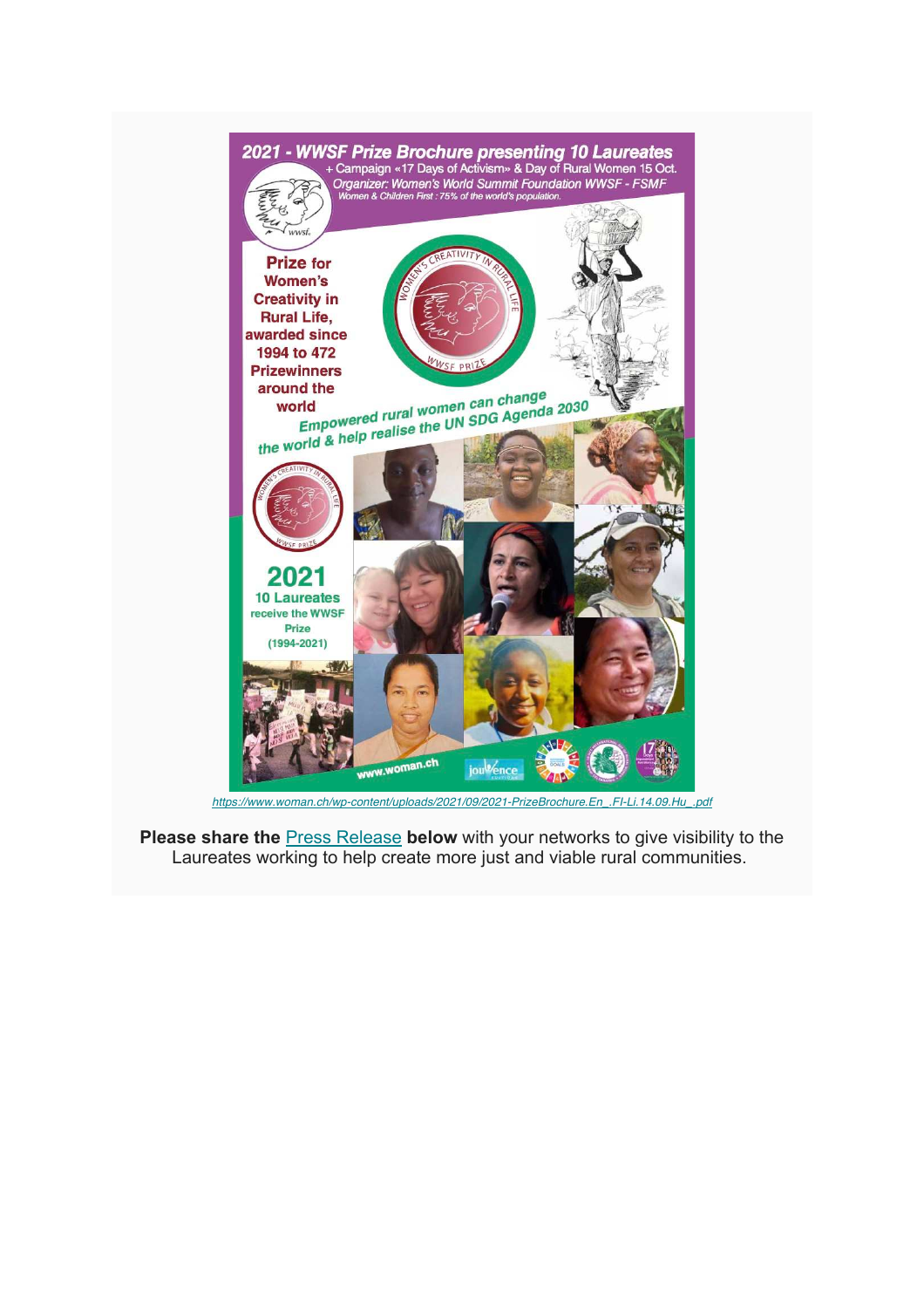## 2021 - WWSF Prize Brochure presenting 10 Laureates

+ Campaign «17 Days of Activism» & Day of Rural Women 15 Oct.

*Organizer: Women's World Summit Foundation WWSF - FSMF*

*Women & Children First : 75% of the world's population.*

**Prize for Women's Creativity in Rural Life, awarded since 1994 to 472 Prizewinners around the world**

*Empowered rural women can change the world & help realise the UN SDG Agenda 2030*

**2021**

**10 Laureates receive the WWSF Prize (1994-2021)**

www.woman.ch

*https://www.woman.ch/wp-content/uploads/2021/09/2021-PrizeBrochure.En_.FI-Li.14.09.Hu_.pdf*

**Please share the** Press Release **below** with your networks to give visibility to the Laureates working to help create more just and viable rural communities.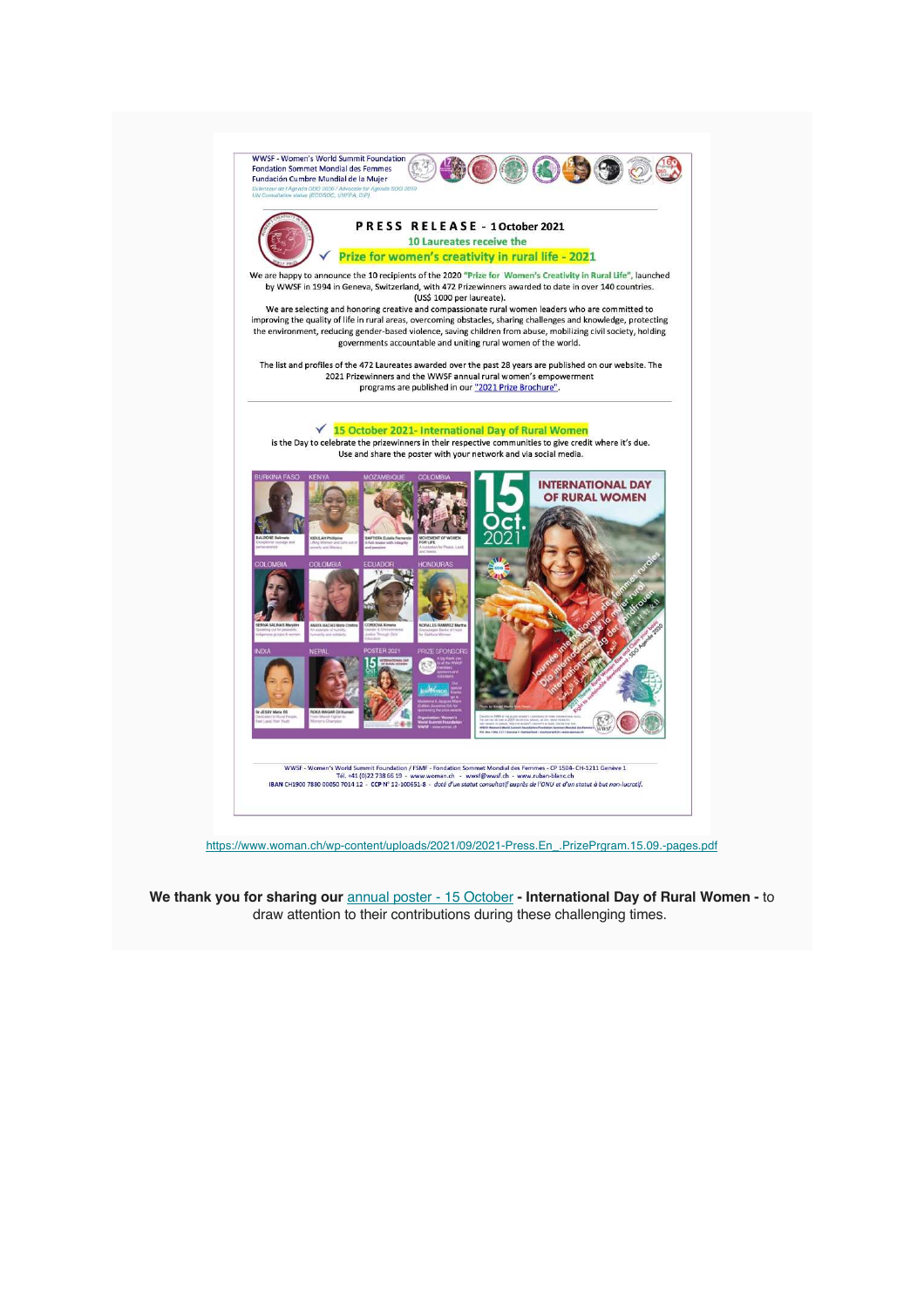WWSF - Women's World Summit Foundation
Fondation Sommet Mondial des Femmes
Fundación Cumbre Mundial de la Mujer
Advocate for Agenda ODD 2030 / Advocate for Agenda SDG 2030
UN Consultative status (ECOSOC, UNFPA, DPI)

## PRESS RELEASE - 1 October 2021

### 10 Laureates receive the

### ✓ Prize for women's creativity in rural life - 2021

We are happy to announce the 10 recipients of the 2020 **"Prize for Women's Creativity in Rural Life"**, launched by WWSF in 1994 in Geneva, Switzerland, with 472 Prizewinners awarded to date in over 140 countries. (US$ 1000 per laureate).

We are selecting and honoring creative and compassionate rural women leaders who are committed to improving the quality of life in rural areas, overcoming obstacles, sharing challenges and knowledge, protecting the environment, reducing gender-based violence, saving children from abuse, mobilizing civil society, holding governments accountable and uniting rural women of the world.

The list and profiles of the 472 Laureates awarded over the past 28 years are published on our website. The 2021 Prizewinners and the WWSF annual rural women's empowerment programs are published in our "2021 Prize Brochure".

### ✓ 15 October 2021- International Day of Rural Women

is the Day to celebrate the prizewinners in their respective communities to give credit where it's due. Use and share the poster with your network and via social media.

WWSF - Women's World Summit Foundation / FSMF - Fondation Sommet Mondial des Femmes - CP 1504- CH-1211 Genève 1
Tél. +41 (0)22 738 66 19 - www.woman.ch - wwsf@wwsf.ch - www.ruban-blanc.ch
IBAN CH1900 7880 00050 7014 12 - CCP N° 12-100651-8 - *doté d'un statut consultatif auprès de l'ONU et d'un statut à but non-lucratif.*

https://www.woman.ch/wp-content/uploads/2021/09/2021-Press.En_.PrizePrgram.15.09.-pages.pdf

**We thank you for sharing our** annual poster - 15 October **- International Day of Rural Women -** to draw attention to their contributions during these challenging times.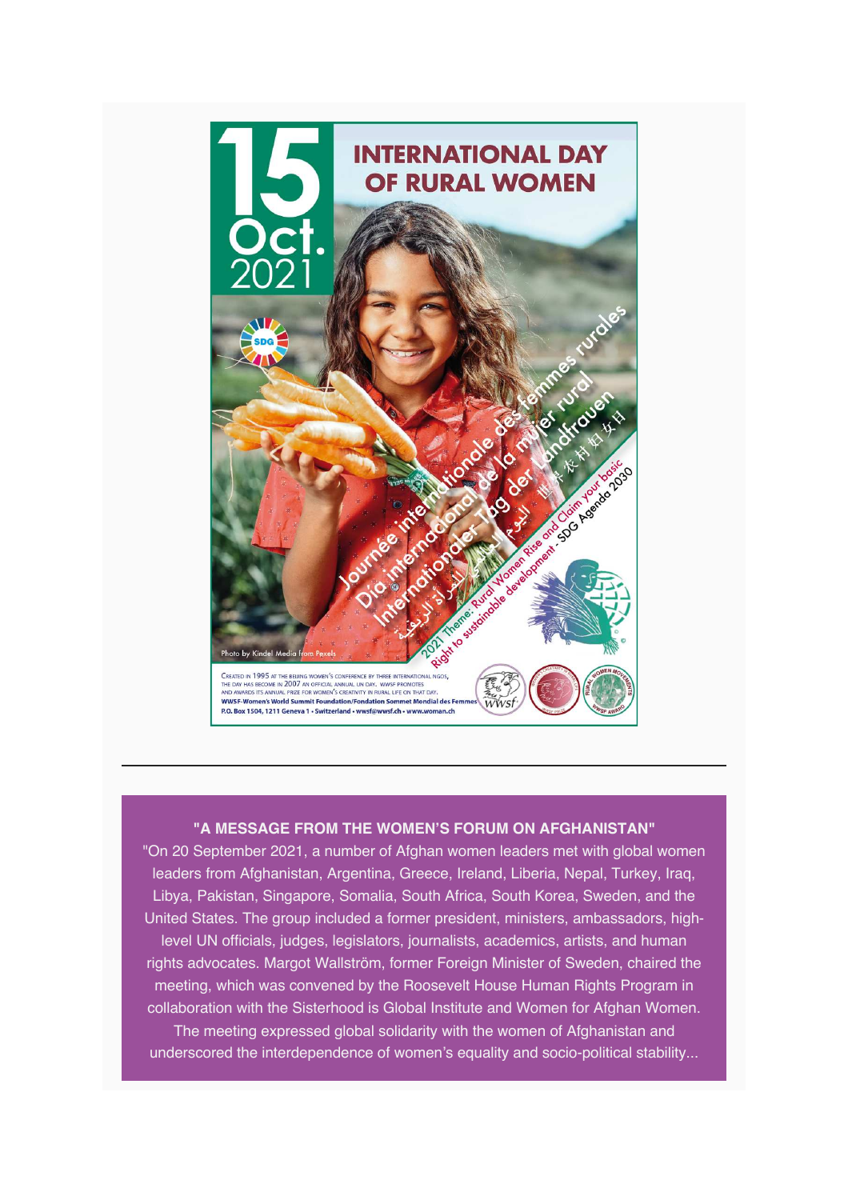# 15 Oct. 2021

## INTERNATIONAL DAY OF RURAL WOMEN

Journée internationale des femmes rurales
Día internacional de la mujer rural
Internationaler Tag der Landfrauen
世界农村妇女日

2021 Theme: Rural Women Rise and Claim your basic Right to sustainable development - SDG Agenda 2030

Photo by Kindel Media from Pexels

CREATED IN 1995 AT THE BEIJING WOMEN'S CONFERENCE BY THREE INTERNATIONAL NGOS, THE DAY HAS BECOME IN 2007 AN OFFICIAL ANNUAL UN DAY. WWSF PROMOTES AND AWARDS ITS ANNUAL PRIZE FOR WOMEN'S CREATIVITY IN RURAL LIFE ON THAT DAY.
**WWSF-Women's World Summit Foundation/Fondation Sommet Mondial des Femmes**
**P.O. Box 1504, 1211 Geneva 1 • Switzerland • wwsf@wwsf.ch • www.woman.ch**

---

**"A MESSAGE FROM THE WOMEN'S FORUM ON AFGHANISTAN"**

"On 20 September 2021, a number of Afghan women leaders met with global women leaders from Afghanistan, Argentina, Greece, Ireland, Liberia, Nepal, Turkey, Iraq, Libya, Pakistan, Singapore, Somalia, South Africa, South Korea, Sweden, and the United States. The group included a former president, ministers, ambassadors, high-level UN officials, judges, legislators, journalists, academics, artists, and human rights advocates. Margot Wallström, former Foreign Minister of Sweden, chaired the meeting, which was convened by the Roosevelt House Human Rights Program in collaboration with the Sisterhood is Global Institute and Women for Afghan Women. The meeting expressed global solidarity with the women of Afghanistan and underscored the interdependence of women's equality and socio-political stability...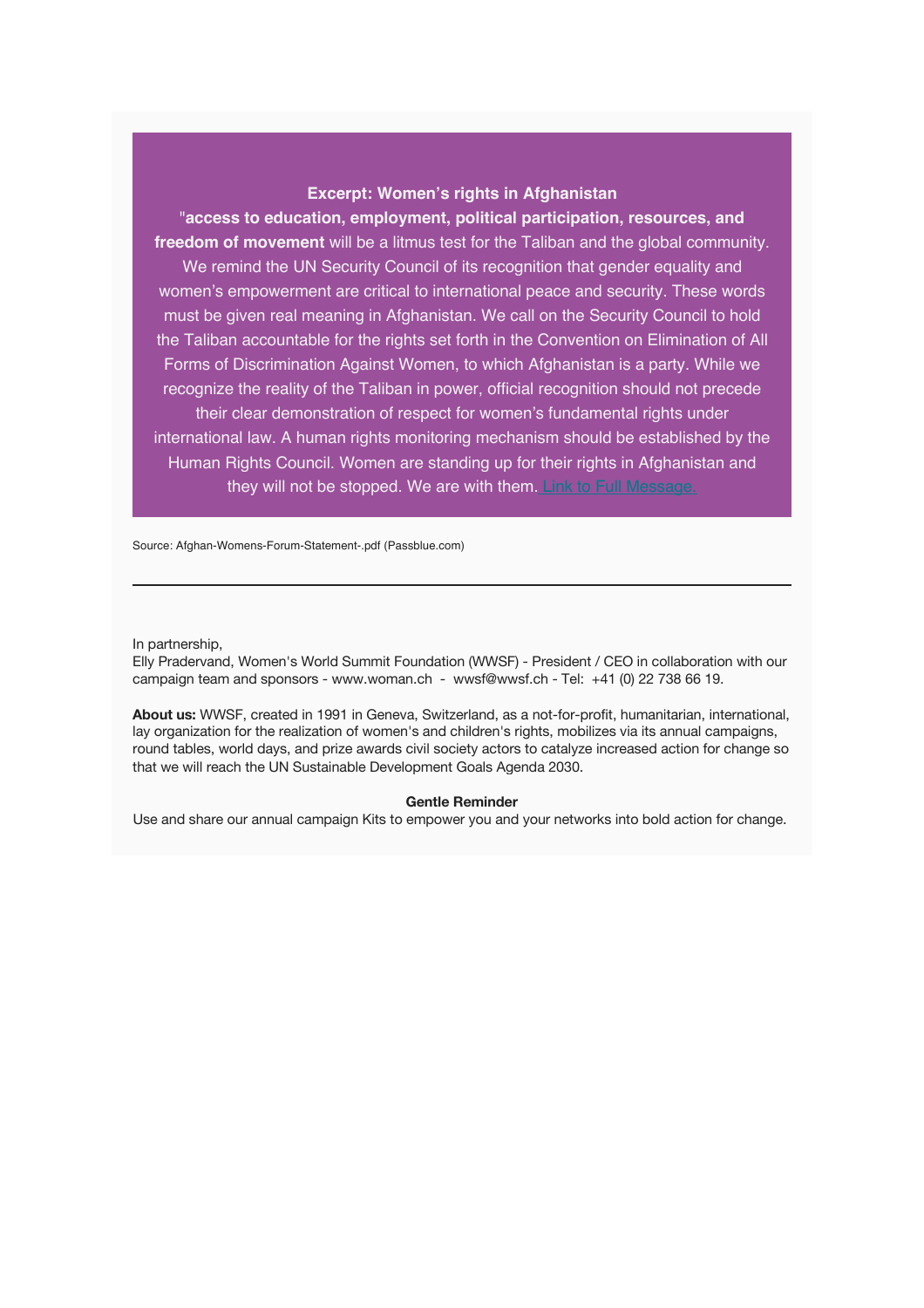**Excerpt: Women's rights in Afghanistan**

"**access to education, employment, political participation, resources, and freedom of movement** will be a litmus test for the Taliban and the global community. We remind the UN Security Council of its recognition that gender equality and women's empowerment are critical to international peace and security. These words must be given real meaning in Afghanistan. We call on the Security Council to hold the Taliban accountable for the rights set forth in the Convention on Elimination of All Forms of Discrimination Against Women, to which Afghanistan is a party. While we recognize the reality of the Taliban in power, official recognition should not precede their clear demonstration of respect for women's fundamental rights under international law. A human rights monitoring mechanism should be established by the Human Rights Council. Women are standing up for their rights in Afghanistan and they will not be stopped. We are with them. Link to Full Message.

Source: Afghan-Womens-Forum-Statement-.pdf (Passblue.com)

---

In partnership,
Elly Pradervand, Women's World Summit Foundation (WWSF) - President / CEO in collaboration with our campaign team and sponsors - www.woman.ch - wwsf@wwsf.ch - Tel: +41 (0) 22 738 66 19.

**About us:** WWSF, created in 1991 in Geneva, Switzerland, as a not-for-profit, humanitarian, international, lay organization for the realization of women's and children's rights, mobilizes via its annual campaigns, round tables, world days, and prize awards civil society actors to catalyze increased action for change so that we will reach the UN Sustainable Development Goals Agenda 2030.

**Gentle Reminder**

Use and share our annual campaign Kits to empower you and your networks into bold action for change.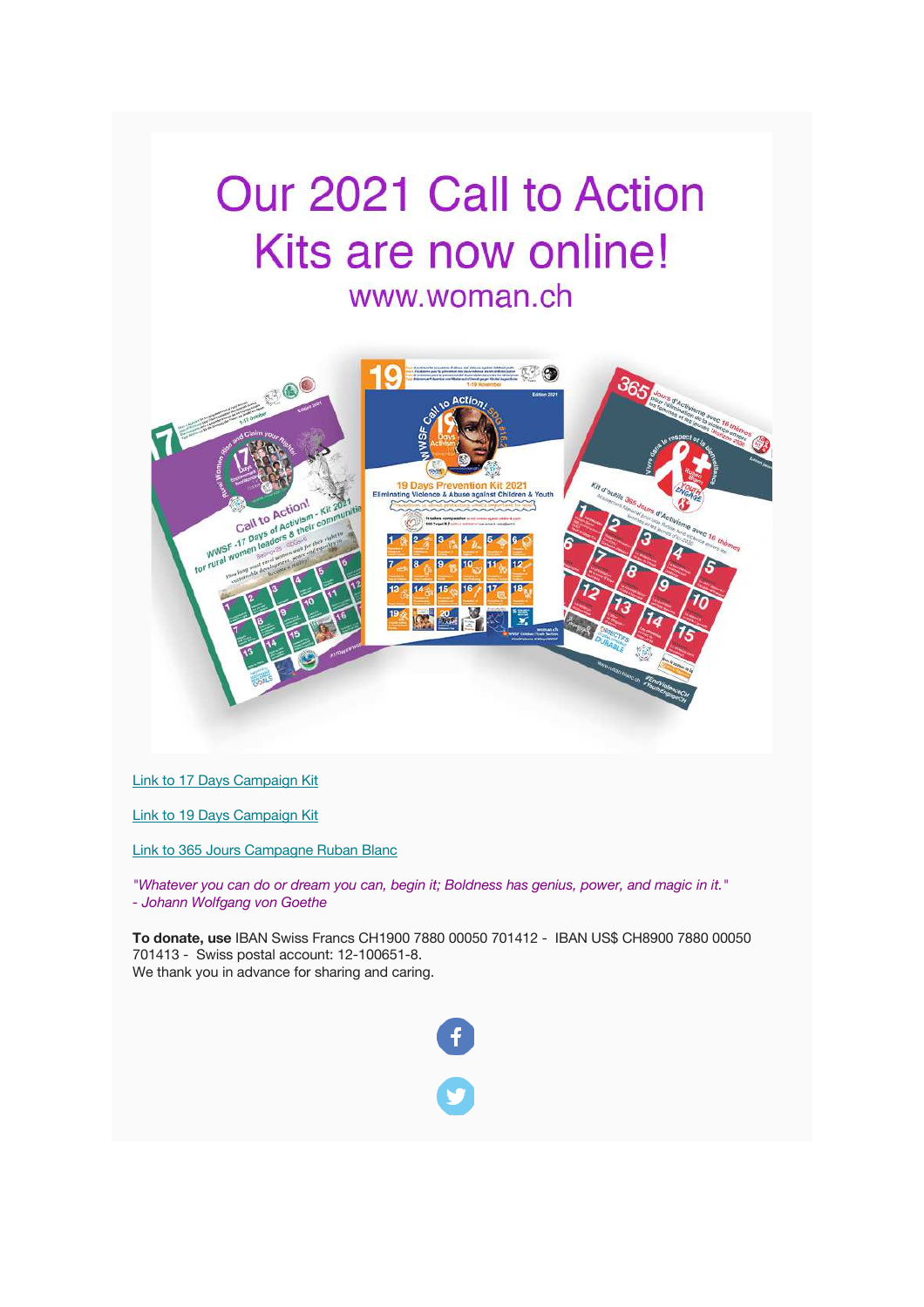# Our 2021 Call to Action Kits are now online!

www.woman.ch

Link to 17 Days Campaign Kit

Link to 19 Days Campaign Kit

Link to 365 Jours Campagne Ruban Blanc

*"Whatever you can do or dream you can, begin it; Boldness has genius, power, and magic in it."*
*- Johann Wolfgang von Goethe*

**To donate, use** IBAN Swiss Francs CH1900 7880 00050 701412 - IBAN US$ CH8900 7880 00050 701413 - Swiss postal account: 12-100651-8.
We thank you in advance for sharing and caring.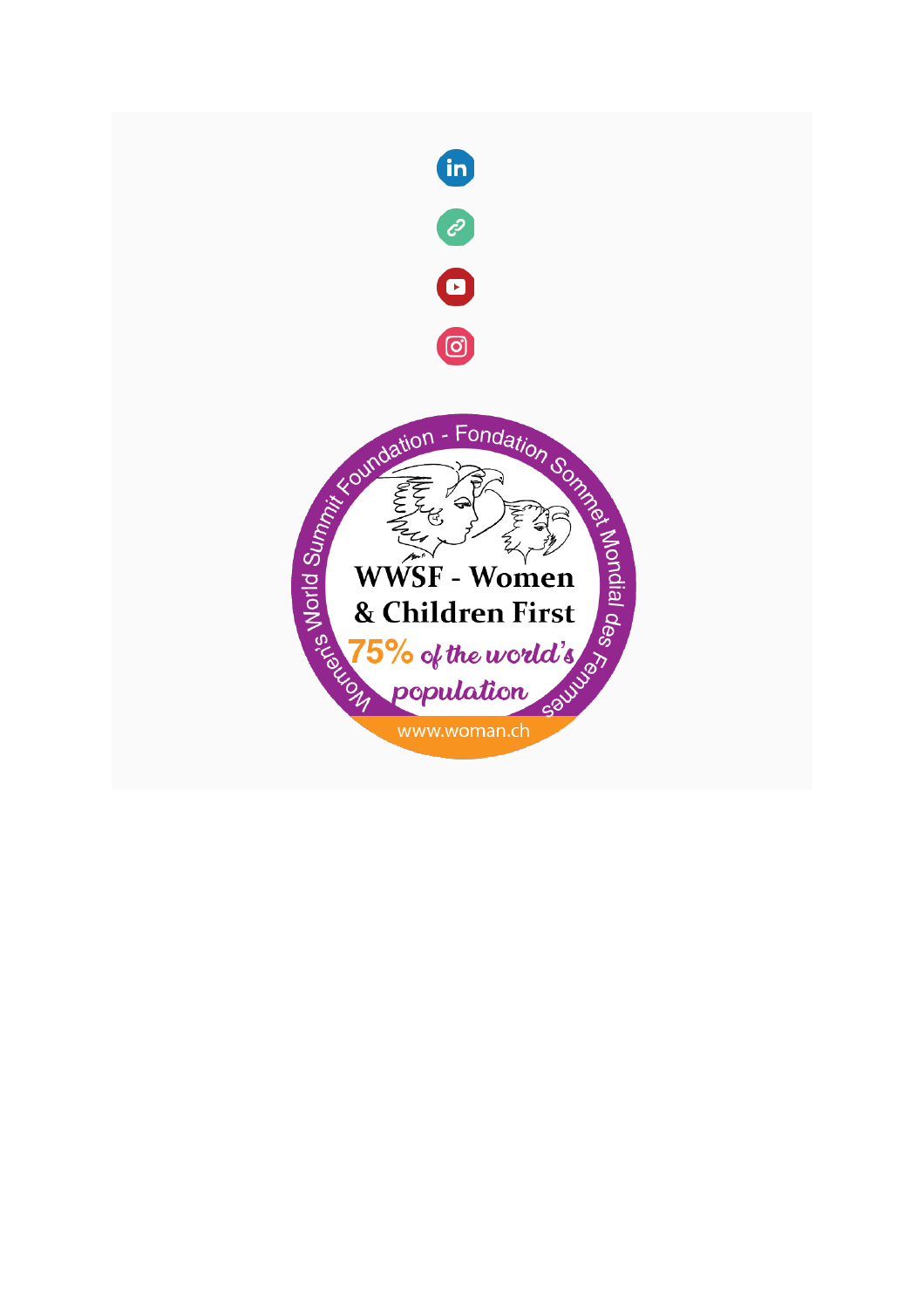Women's World Summit Foundation - Fondation Sommet Mondial des Femmes

WWSF - Women & Children First

75% of the world's population

www.woman.ch